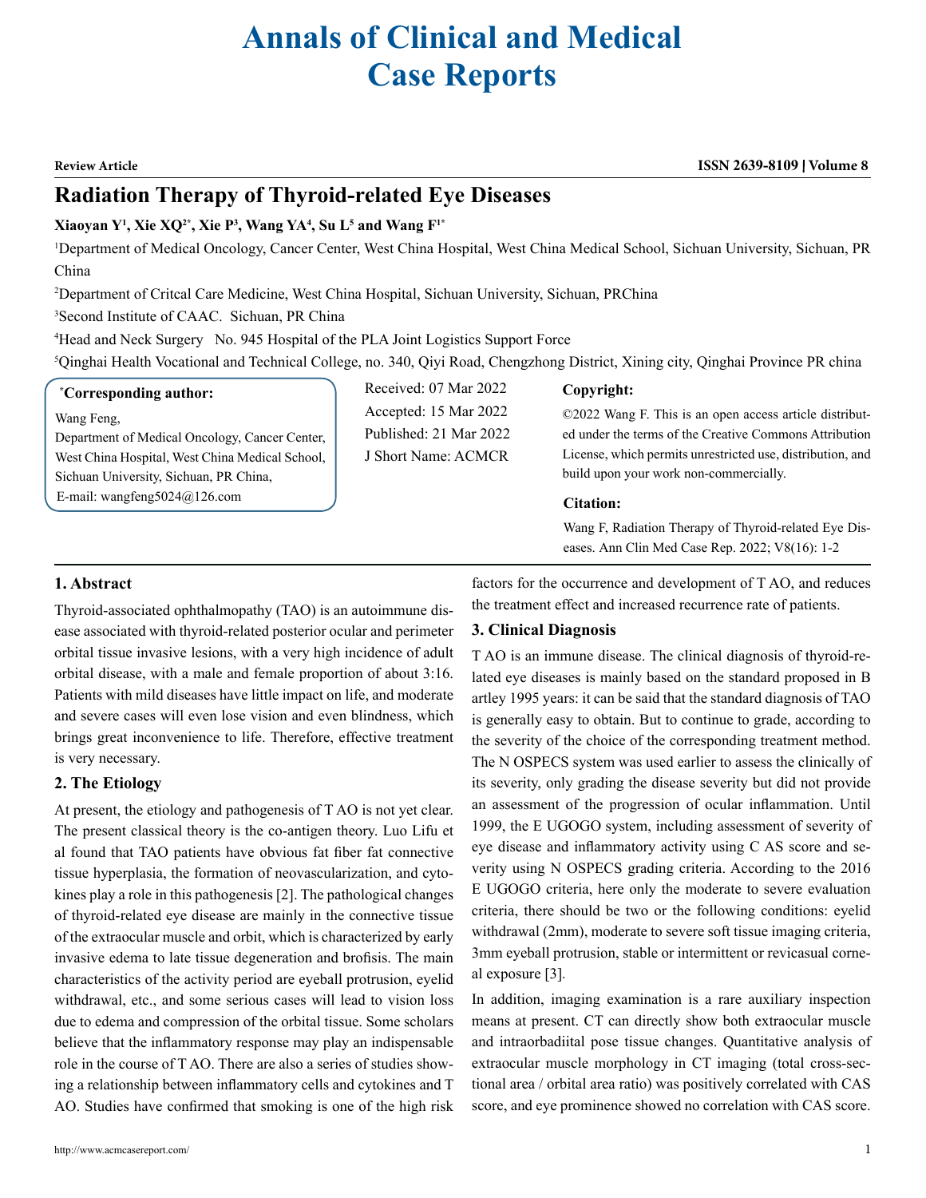# Annals of Clinical and Medical Case Reports

**Review Article** | **ISSN 2639-8109 | Volume 8**

## Radiation Therapy of Thyroid-related Eye Diseases

**Xiaoyan Y[1], Xie XQ[2*], Xie P[3], Wang YA[4], Su L[5] and Wang F[1*]**

[1]Department of Medical Oncology, Cancer Center, West China Hospital, West China Medical School, Sichuan University, Sichuan, PR China

[2]Department of Critcal Care Medicine, West China Hospital, Sichuan University, Sichuan, PRChina

[3]Second Institute of CAAC. Sichuan, PR China

[4]Head and Neck Surgery No. 945 Hospital of the PLA Joint Logistics Support Force

[5]Qinghai Health Vocational and Technical College, no. 340, Qiyi Road, Chengzhong District, Xining city, Qinghai Province PR china

**[*]Corresponding author:**
Wang Feng,
Department of Medical Oncology, Cancer Center, West China Hospital, West China Medical School, Sichuan University, Sichuan, PR China,
E-mail: wangfeng5024@126.com

Received: 07 Mar 2022
Accepted: 15 Mar 2022
Published: 21 Mar 2022
J Short Name: ACMCR

**Copyright:**
©2022 Wang F. This is an open access article distributed under the terms of the Creative Commons Attribution License, which permits unrestricted use, distribution, and build upon your work non-commercially.

**Citation:**
Wang F, Radiation Therapy of Thyroid-related Eye Diseases. Ann Clin Med Case Rep. 2022; V8(16): 1-2

### 1. Abstract

Thyroid-associated ophthalmopathy (TAO) is an autoimmune disease associated with thyroid-related posterior ocular and perimeter orbital tissue invasive lesions, with a very high incidence of adult orbital disease, with a male and female proportion of about 3:16. Patients with mild diseases have little impact on life, and moderate and severe cases will even lose vision and even blindness, which brings great inconvenience to life. Therefore, effective treatment is very necessary.

### 2. The Etiology

At present, the etiology and pathogenesis of T AO is not yet clear. The present classical theory is the co-antigen theory. Luo Lifu et al found that TAO patients have obvious fat fiber fat connective tissue hyperplasia, the formation of neovascularization, and cytokines play a role in this pathogenesis [2]. The pathological changes of thyroid-related eye disease are mainly in the connective tissue of the extraocular muscle and orbit, which is characterized by early invasive edema to late tissue degeneration and brofisis. The main characteristics of the activity period are eyeball protrusion, eyelid withdrawal, etc., and some serious cases will lead to vision loss due to edema and compression of the orbital tissue. Some scholars believe that the inflammatory response may play an indispensable role in the course of T AO. There are also a series of studies showing a relationship between inflammatory cells and cytokines and T AO. Studies have confirmed that smoking is one of the high risk factors for the occurrence and development of T AO, and reduces the treatment effect and increased recurrence rate of patients.

### 3. Clinical Diagnosis

T AO is an immune disease. The clinical diagnosis of thyroid-related eye diseases is mainly based on the standard proposed in B artley 1995 years: it can be said that the standard diagnosis of TAO is generally easy to obtain. But to continue to grade, according to the severity of the choice of the corresponding treatment method. The N OSPECS system was used earlier to assess the clinically of its severity, only grading the disease severity but did not provide an assessment of the progression of ocular inflammation. Until 1999, the E UGOGO system, including assessment of severity of eye disease and inflammatory activity using C AS score and severity using N OSPECS grading criteria. According to the 2016 E UGOGO criteria, here only the moderate to severe evaluation criteria, there should be two or the following conditions: eyelid withdrawal (2mm), moderate to severe soft tissue imaging criteria, 3mm eyeball protrusion, stable or intermittent or revicasual corneal exposure [3].

In addition, imaging examination is a rare auxiliary inspection means at present. CT can directly show both extraocular muscle and intraorbadiital pose tissue changes. Quantitative analysis of extraocular muscle morphology in CT imaging (total cross-sectional area / orbital area ratio) was positively correlated with CAS score, and eye prominence showed no correlation with CAS score.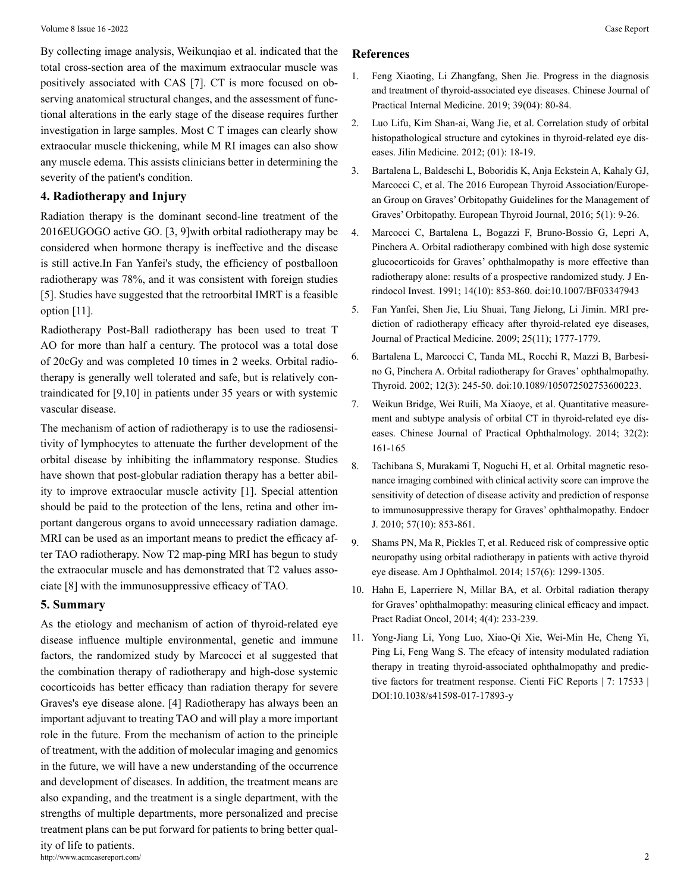By collecting image analysis, Weikunqiao et al. indicated that the total cross-section area of the maximum extraocular muscle was positively associated with CAS [7]. CT is more focused on observing anatomical structural changes, and the assessment of functional alterations in the early stage of the disease requires further investigation in large samples. Most C T images can clearly show extraocular muscle thickening, while M RI images can also show any muscle edema. This assists clinicians better in determining the severity of the patient's condition.

## 4. Radiotherapy and Injury

Radiation therapy is the dominant second-line treatment of the 2016EUGOGO active GO. [3, 9]with orbital radiotherapy may be considered when hormone therapy is ineffective and the disease is still active.In Fan Yanfei's study, the efficiency of postballoon radiotherapy was 78%, and it was consistent with foreign studies [5]. Studies have suggested that the retroorbital IMRT is a feasible option [11].

Radiotherapy Post-Ball radiotherapy has been used to treat T AO for more than half a century. The protocol was a total dose of 20cGy and was completed 10 times in 2 weeks. Orbital radiotherapy is generally well tolerated and safe, but is relatively contraindicated for [9,10] in patients under 35 years or with systemic vascular disease.

The mechanism of action of radiotherapy is to use the radiosensitivity of lymphocytes to attenuate the further development of the orbital disease by inhibiting the inflammatory response. Studies have shown that post-globular radiation therapy has a better ability to improve extraocular muscle activity [1]. Special attention should be paid to the protection of the lens, retina and other important dangerous organs to avoid unnecessary radiation damage. MRI can be used as an important means to predict the efficacy after TAO radiotherapy. Now T2 map-ping MRI has begun to study the extraocular muscle and has demonstrated that T2 values associate [8] with the immunosuppressive efficacy of TAO.

## 5. Summary

As the etiology and mechanism of action of thyroid-related eye disease influence multiple environmental, genetic and immune factors, the randomized study by Marcocci et al suggested that the combination therapy of radiotherapy and high-dose systemic cocorticoids has better efficacy than radiation therapy for severe Graves's eye disease alone. [4] Radiotherapy has always been an important adjuvant to treating TAO and will play a more important role in the future. From the mechanism of action to the principle of treatment, with the addition of molecular imaging and genomics in the future, we will have a new understanding of the occurrence and development of diseases. In addition, the treatment means are also expanding, and the treatment is a single department, with the strengths of multiple departments, more personalized and precise treatment plans can be put forward for patients to bring better quality of life to patients.

## References

1. Feng Xiaoting, Li Zhangfang, Shen Jie. Progress in the diagnosis and treatment of thyroid-associated eye diseases. Chinese Journal of Practical Internal Medicine. 2019; 39(04): 80-84.
2. Luo Lifu, Kim Shan-ai, Wang Jie, et al. Correlation study of orbital histopathological structure and cytokines in thyroid-related eye diseases. Jilin Medicine. 2012; (01): 18-19.
3. Bartalena L, Baldeschi L, Boboridis K, Anja Eckstein A, Kahaly GJ, Marcocci C, et al. The 2016 European Thyroid Association/European Group on Graves' Orbitopathy Guidelines for the Management of Graves' Orbitopathy. European Thyroid Journal, 2016; 5(1): 9-26.
4. Marcocci C, Bartalena L, Bogazzi F, Bruno-Bossio G, Lepri A, Pinchera A. Orbital radiotherapy combined with high dose systemic glucocorticoids for Graves' ophthalmopathy is more effective than radiotherapy alone: results of a prospective randomized study. J Enrindocol Invest. 1991; 14(10): 853-860. doi:10.1007/BF03347943
5. Fan Yanfei, Shen Jie, Liu Shuai, Tang Jielong, Li Jimin. MRI prediction of radiotherapy efficacy after thyroid-related eye diseases, Journal of Practical Medicine. 2009; 25(11); 1777-1779.
6. Bartalena L, Marcocci C, Tanda ML, Rocchi R, Mazzi B, Barbesino G, Pinchera A. Orbital radiotherapy for Graves' ophthalmopathy. Thyroid. 2002; 12(3): 245-50. doi:10.1089/105072502753600223.
7. Weikun Bridge, Wei Ruili, Ma Xiaoye, et al. Quantitative measurement and subtype analysis of orbital CT in thyroid-related eye diseases. Chinese Journal of Practical Ophthalmology. 2014; 32(2): 161-165
8. Tachibana S, Murakami T, Noguchi H, et al. Orbital magnetic resonance imaging combined with clinical activity score can improve the sensitivity of detection of disease activity and prediction of response to immunosuppressive therapy for Graves' ophthalmopathy. Endocr J. 2010; 57(10): 853-861.
9. Shams PN, Ma R, Pickles T, et al. Reduced risk of compressive optic neuropathy using orbital radiotherapy in patients with active thyroid eye disease. Am J Ophthalmol. 2014; 157(6): 1299-1305.
10. Hahn E, Laperriere N, Millar BA, et al. Orbital radiation therapy for Graves' ophthalmopathy: measuring clinical efficacy and impact. Pract Radiat Oncol, 2014; 4(4): 233-239.
11. Yong-Jiang Li, Yong Luo, Xiao-Qi Xie, Wei-Min He, Cheng Yi, Ping Li, Feng Wang S. The efcacy of intensity modulated radiation therapy in treating thyroid-associated ophthalmopathy and predictive factors for treatment response. Cienti FiC Reports | 7: 17533 | DOI:10.1038/s41598-017-17893-y